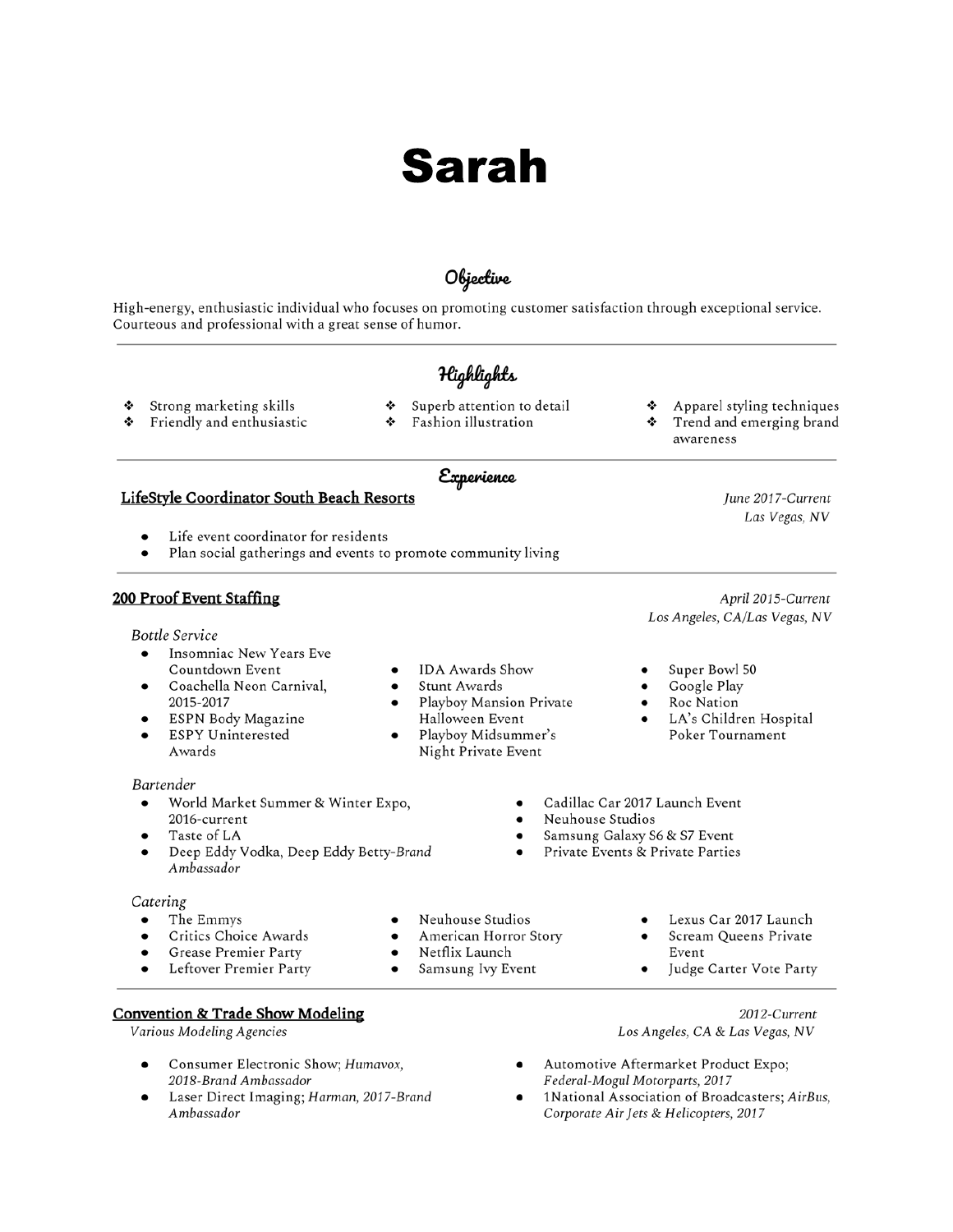# Sarah

## Objective

High-energy, enthusiastic individual who focuses on promoting customer satisfaction through exceptional service. Courteous and professional with a great sense of humor.

---

## Highlights

- Strong marketing skills
- Friendly and enthusiastic
- Superb attention to detail
- Fashion illustration
- Apparel styling techniques
- Trend and emerging brand awareness

---

## Experience

### LifeStyle Coordinator South Beach Resorts

*June 2017-Current*
*Las Vegas, NV*

- Life event coordinator for residents
- Plan social gatherings and events to promote community living

---

### 200 Proof Event Staffing

*April 2015-Current*
*Los Angeles, CA/Las Vegas, NV*

*Bottle Service*

- Insomniac New Years Eve Countdown Event
- Coachella Neon Carnival, 2015-2017
- ESPN Body Magazine
- ESPY Uninterested Awards
- IDA Awards Show
- Stunt Awards
- Playboy Mansion Private Halloween Event
- Playboy Midsummer's Night Private Event
- Super Bowl 50
- Google Play
- Roc Nation
- LA's Children Hospital Poker Tournament

*Bartender*

- World Market Summer & Winter Expo, 2016-current
- Taste of LA
- Deep Eddy Vodka, Deep Eddy Betty-*Brand Ambassador*
- Cadillac Car 2017 Launch Event
- Neuhouse Studios
- Samsung Galaxy S6 & S7 Event
- Private Events & Private Parties

*Catering*

- The Emmys
- Critics Choice Awards
- Grease Premier Party
- Leftover Premier Party
- Neuhouse Studios
- American Horror Story
- Netflix Launch
- Samsung Ivy Event
- Lexus Car 2017 Launch
- Scream Queens Private Event
- Judge Carter Vote Party

---

### Convention & Trade Show Modeling

*Various Modeling Agencies*

*2012-Current*
*Los Angeles, CA & Las Vegas, NV*

- Consumer Electronic Show; *Humavox, 2018-Brand Ambassador*
- Laser Direct Imaging; *Harman, 2017-Brand Ambassador*
- Automotive Aftermarket Product Expo; *Federal-Mogul Motorparts, 2017*
- 1National Association of Broadcasters; *AirBus, Corporate Air Jets & Helicopters, 2017*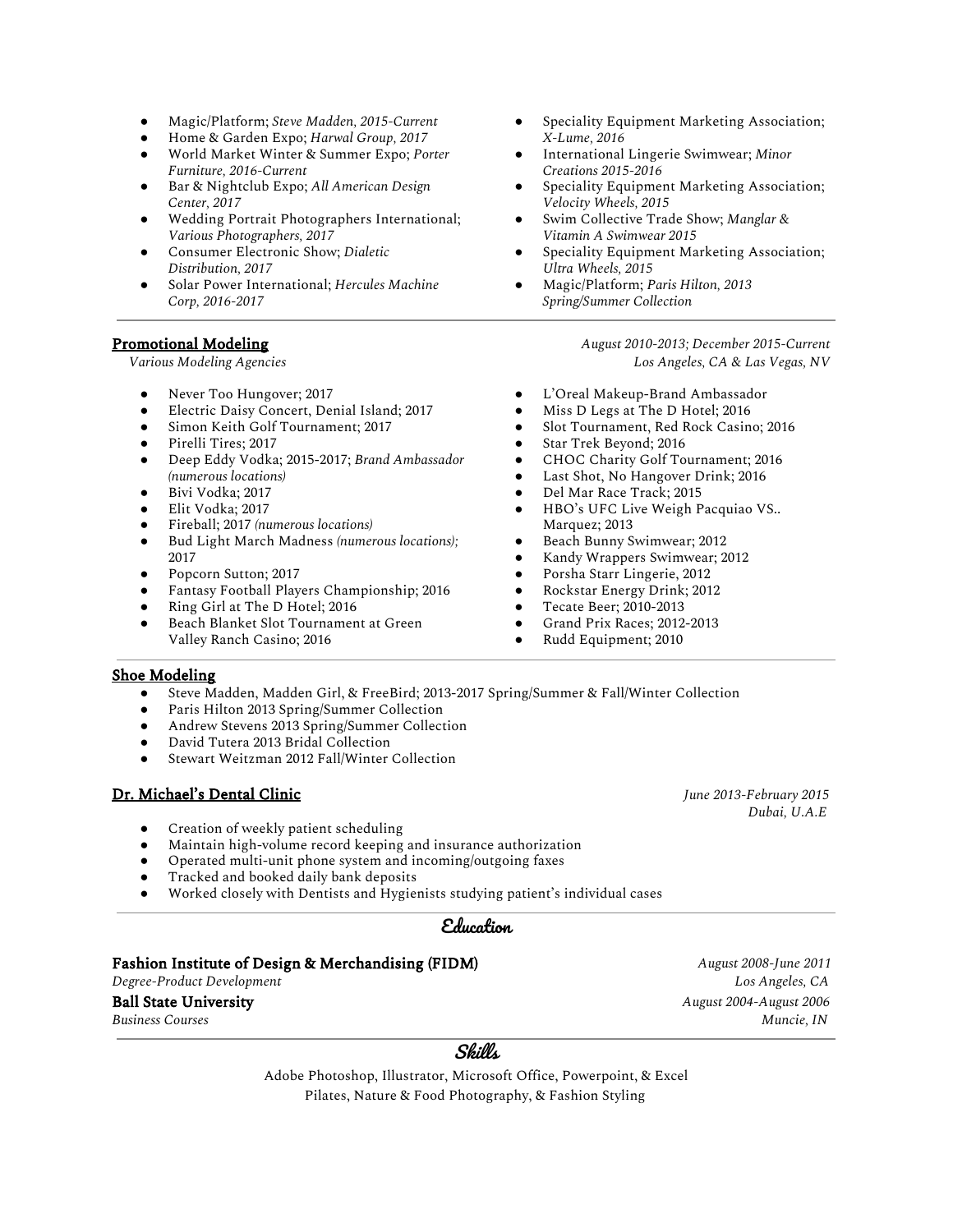- Magic/Platform; *Steve Madden, 2015-Current*
- Home & Garden Expo; *Harwal Group, 2017*
- World Market Winter & Summer Expo; *Porter Furniture, 2016-Current*
- Bar & Nightclub Expo; *All American Design Center, 2017*
- Wedding Portrait Photographers International; *Various Photographers, 2017*
- Consumer Electronic Show; *Dialetic Distribution, 2017*
- Solar Power International; *Hercules Machine Corp, 2016-2017*
- Speciality Equipment Marketing Association; *X-Lume, 2016*
- International Lingerie Swimwear; *Minor Creations 2015-2016*
- Speciality Equipment Marketing Association; *Velocity Wheels, 2015*
- Swim Collective Trade Show; *Manglar & Vitamin A Swimwear 2015*
- Speciality Equipment Marketing Association; *Ultra Wheels, 2015*
- Magic/Platform; *Paris Hilton, 2013 Spring/Summer Collection*

---

### Promotional Modeling

*August 2010-2013; December 2015-Current*
*Various Modeling Agencies* — *Los Angeles, CA & Las Vegas, NV*

- Never Too Hungover; 2017
- Electric Daisy Concert, Denial Island; 2017
- Simon Keith Golf Tournament; 2017
- Pirelli Tires; 2017
- Deep Eddy Vodka; 2015-2017; *Brand Ambassador (numerous locations)*
- Bivi Vodka; 2017
- Elit Vodka; 2017
- Fireball; 2017 *(numerous locations)*
- Bud Light March Madness *(numerous locations);* 2017
- Popcorn Sutton; 2017
- Fantasy Football Players Championship; 2016
- Ring Girl at The D Hotel; 2016
- Beach Blanket Slot Tournament at Green Valley Ranch Casino; 2016
- L'Oreal Makeup-Brand Ambassador
- Miss D Legs at The D Hotel; 2016
- Slot Tournament, Red Rock Casino; 2016
- Star Trek Beyond; 2016
- CHOC Charity Golf Tournament; 2016
- Last Shot, No Hangover Drink; 2016
- Del Mar Race Track; 2015
- HBO's UFC Live Weigh Pacquiao VS.. Marquez; 2013
- Beach Bunny Swimwear; 2012
- Kandy Wrappers Swimwear; 2012
- Porsha Starr Lingerie, 2012
- Rockstar Energy Drink; 2012
- Tecate Beer; 2010-2013
- Grand Prix Races; 2012-2013
- Rudd Equipment; 2010

---

### Shoe Modeling

- Steve Madden, Madden Girl, & FreeBird; 2013-2017 Spring/Summer & Fall/Winter Collection
- Paris Hilton 2013 Spring/Summer Collection
- Andrew Stevens 2013 Spring/Summer Collection
- David Tutera 2013 Bridal Collection
- Stewart Weitzman 2012 Fall/Winter Collection

### Dr. Michael's Dental Clinic

*June 2013-February 2015*
*Dubai, U.A.E*

- Creation of weekly patient scheduling
- Maintain high-volume record keeping and insurance authorization
- Operated multi-unit phone system and incoming/outgoing faxes
- Tracked and booked daily bank deposits
- Worked closely with Dentists and Hygienists studying patient's individual cases

---

## Education

**Fashion Institute of Design & Merchandising (FIDM)** — *August 2008-June 2011*
*Degree-Product Development* — *Los Angeles, CA*

**Ball State University** — *August 2004-August 2006*
*Business Courses* — *Muncie, IN*

---

## Skills

Adobe Photoshop, Illustrator, Microsoft Office, Powerpoint, & Excel
Pilates, Nature & Food Photography, & Fashion Styling